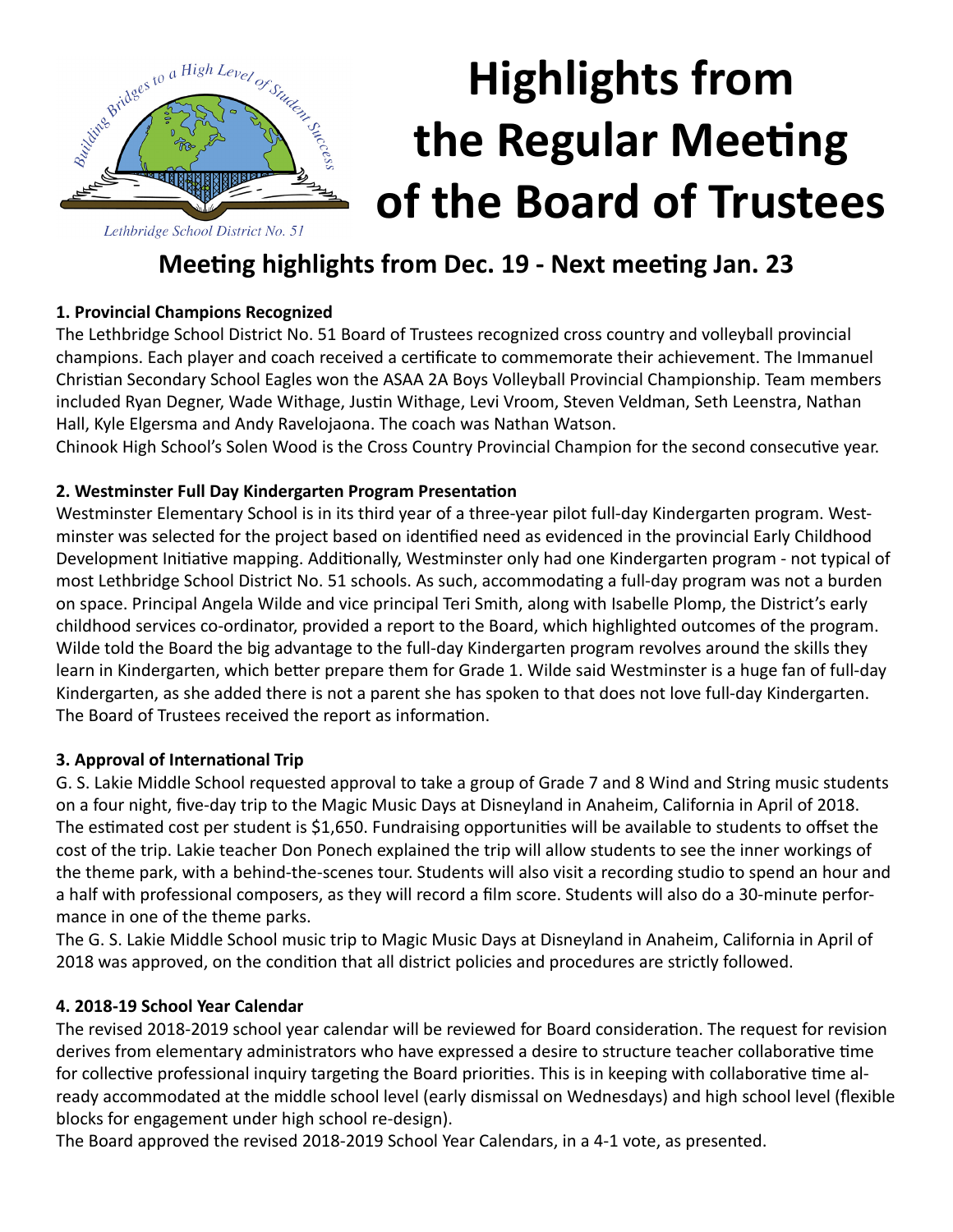Building Bridges to a High Level of Student Success

Lethbridge School District No. 51

# Highlights from the Regular Meeting of the Board of Trustees

## Meeting highlights from Dec. 19 - Next meeting Jan. 23

### 1. Provincial Champions Recognized

The Lethbridge School District No. 51 Board of Trustees recognized cross country and volleyball provincial champions. Each player and coach received a certificate to commemorate their achievement. The Immanuel Christian Secondary School Eagles won the ASAA 2A Boys Volleyball Provincial Championship. Team members included Ryan Degner, Wade Withage, Justin Withage, Levi Vroom, Steven Veldman, Seth Leenstra, Nathan Hall, Kyle Elgersma and Andy Ravelojaona. The coach was Nathan Watson.

Chinook High School's Solen Wood is the Cross Country Provincial Champion for the second consecutive year.

### 2. Westminster Full Day Kindergarten Program Presentation

Westminster Elementary School is in its third year of a three-year pilot full-day Kindergarten program. Westminster was selected for the project based on identified need as evidenced in the provincial Early Childhood Development Initiative mapping. Additionally, Westminster only had one Kindergarten program - not typical of most Lethbridge School District No. 51 schools. As such, accommodating a full-day program was not a burden on space. Principal Angela Wilde and vice principal Teri Smith, along with Isabelle Plomp, the District's early childhood services co-ordinator, provided a report to the Board, which highlighted outcomes of the program. Wilde told the Board the big advantage to the full-day Kindergarten program revolves around the skills they learn in Kindergarten, which better prepare them for Grade 1. Wilde said Westminster is a huge fan of full-day Kindergarten, as she added there is not a parent she has spoken to that does not love full-day Kindergarten. The Board of Trustees received the report as information.

### 3. Approval of International Trip

G. S. Lakie Middle School requested approval to take a group of Grade 7 and 8 Wind and String music students on a four night, five-day trip to the Magic Music Days at Disneyland in Anaheim, California in April of 2018. The estimated cost per student is $1,650. Fundraising opportunities will be available to students to offset the cost of the trip. Lakie teacher Don Ponech explained the trip will allow students to see the inner workings of the theme park, with a behind-the-scenes tour. Students will also visit a recording studio to spend an hour and a half with professional composers, as they will record a film score. Students will also do a 30-minute performance in one of the theme parks.

The G. S. Lakie Middle School music trip to Magic Music Days at Disneyland in Anaheim, California in April of 2018 was approved, on the condition that all district policies and procedures are strictly followed.

### 4. 2018-19 School Year Calendar

The revised 2018-2019 school year calendar will be reviewed for Board consideration. The request for revision derives from elementary administrators who have expressed a desire to structure teacher collaborative time for collective professional inquiry targeting the Board priorities. This is in keeping with collaborative time already accommodated at the middle school level (early dismissal on Wednesdays) and high school level (flexible blocks for engagement under high school re-design).

The Board approved the revised 2018-2019 School Year Calendars, in a 4-1 vote, as presented.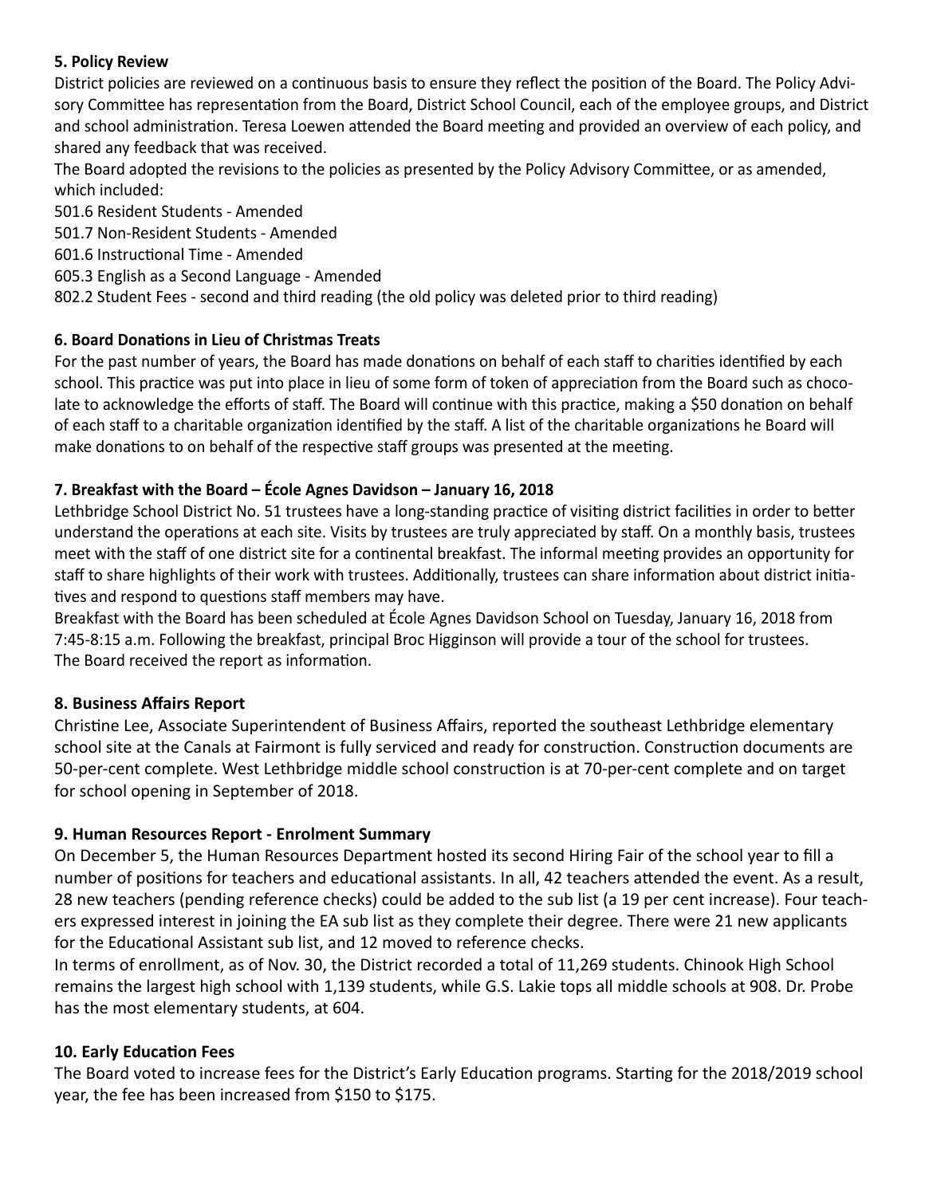**5. Policy Review**

District policies are reviewed on a continuous basis to ensure they reflect the position of the Board. The Policy Advisory Committee has representation from the Board, District School Council, each of the employee groups, and District and school administration. Teresa Loewen attended the Board meeting and provided an overview of each policy, and shared any feedback that was received.

The Board adopted the revisions to the policies as presented by the Policy Advisory Committee, or as amended, which included:

501.6 Resident Students - Amended
501.7 Non-Resident Students - Amended
601.6 Instructional Time - Amended
605.3 English as a Second Language - Amended
802.2 Student Fees - second and third reading (the old policy was deleted prior to third reading)

**6. Board Donations in Lieu of Christmas Treats**

For the past number of years, the Board has made donations on behalf of each staff to charities identified by each school. This practice was put into place in lieu of some form of token of appreciation from the Board such as chocolate to acknowledge the efforts of staff. The Board will continue with this practice, making a $50 donation on behalf of each staff to a charitable organization identified by the staff. A list of the charitable organizations he Board will make donations to on behalf of the respective staff groups was presented at the meeting.

**7. Breakfast with the Board – École Agnes Davidson – January 16, 2018**

Lethbridge School District No. 51 trustees have a long-standing practice of visiting district facilities in order to better understand the operations at each site. Visits by trustees are truly appreciated by staff. On a monthly basis, trustees meet with the staff of one district site for a continental breakfast. The informal meeting provides an opportunity for staff to share highlights of their work with trustees. Additionally, trustees can share information about district initiatives and respond to questions staff members may have.

Breakfast with the Board has been scheduled at École Agnes Davidson School on Tuesday, January 16, 2018 from 7:45-8:15 a.m. Following the breakfast, principal Broc Higginson will provide a tour of the school for trustees.

The Board received the report as information.

**8. Business Affairs Report**

Christine Lee, Associate Superintendent of Business Affairs, reported the southeast Lethbridge elementary school site at the Canals at Fairmont is fully serviced and ready for construction. Construction documents are 50-per-cent complete. West Lethbridge middle school construction is at 70-per-cent complete and on target for school opening in September of 2018.

**9. Human Resources Report - Enrolment Summary**

On December 5, the Human Resources Department hosted its second Hiring Fair of the school year to fill a number of positions for teachers and educational assistants. In all, 42 teachers attended the event. As a result, 28 new teachers (pending reference checks) could be added to the sub list (a 19 per cent increase). Four teachers expressed interest in joining the EA sub list as they complete their degree. There were 21 new applicants for the Educational Assistant sub list, and 12 moved to reference checks.

In terms of enrollment, as of Nov. 30, the District recorded a total of 11,269 students. Chinook High School remains the largest high school with 1,139 students, while G.S. Lakie tops all middle schools at 908. Dr. Probe has the most elementary students, at 604.

**10. Early Education Fees**

The Board voted to increase fees for the District's Early Education programs. Starting for the 2018/2019 school year, the fee has been increased from $150 to $175.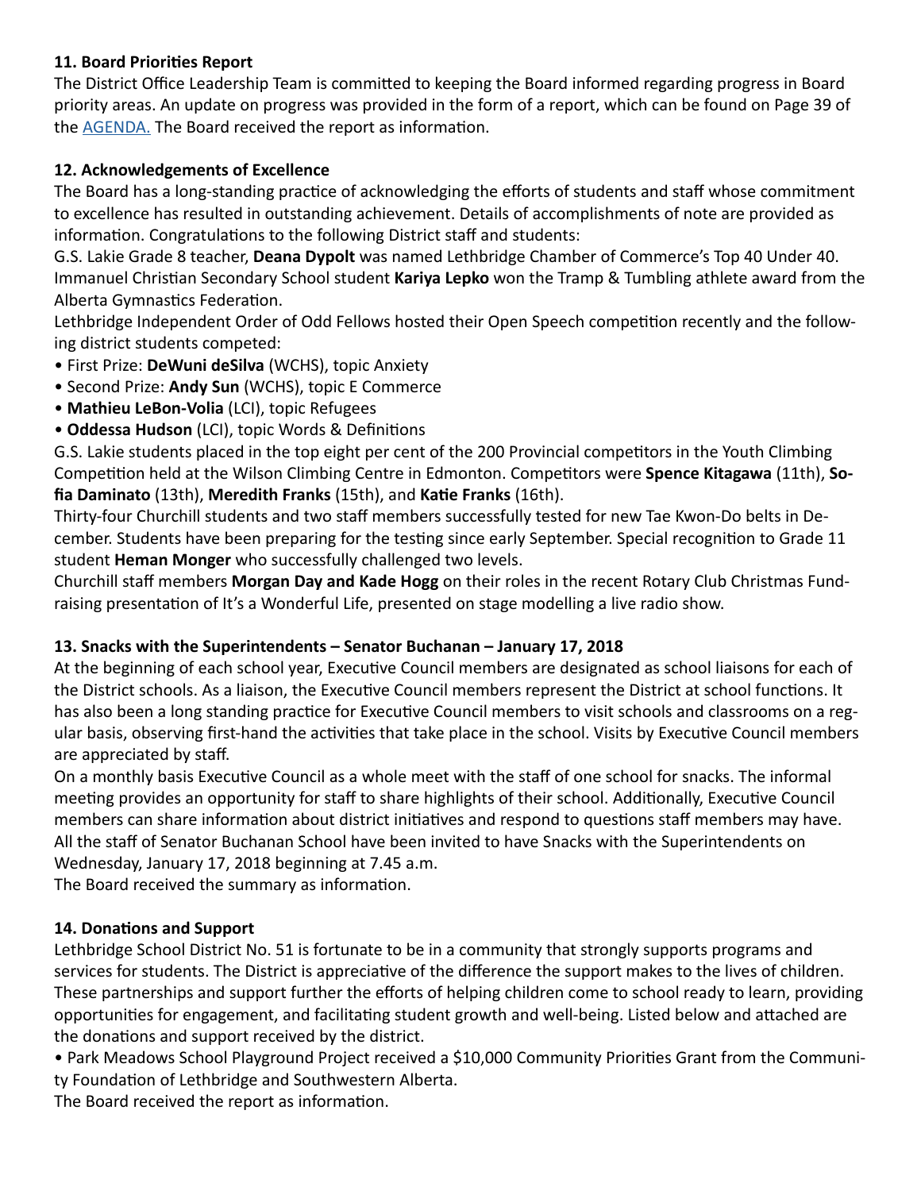**11. Board Priorities Report**

The District Office Leadership Team is committed to keeping the Board informed regarding progress in Board priority areas. An update on progress was provided in the form of a report, which can be found on Page 39 of the AGENDA. The Board received the report as information.

**12. Acknowledgements of Excellence**

The Board has a long-standing practice of acknowledging the efforts of students and staff whose commitment to excellence has resulted in outstanding achievement. Details of accomplishments of note are provided as information. Congratulations to the following District staff and students:

G.S. Lakie Grade 8 teacher, **Deana Dypolt** was named Lethbridge Chamber of Commerce's Top 40 Under 40.

Immanuel Christian Secondary School student **Kariya Lepko** won the Tramp & Tumbling athlete award from the Alberta Gymnastics Federation.

Lethbridge Independent Order of Odd Fellows hosted their Open Speech competition recently and the following district students competed:

- First Prize: **DeWuni deSilva** (WCHS), topic Anxiety
- Second Prize: **Andy Sun** (WCHS), topic E Commerce
- **Mathieu LeBon-Volia** (LCI), topic Refugees
- **Oddessa Hudson** (LCI), topic Words & Definitions

G.S. Lakie students placed in the top eight per cent of the 200 Provincial competitors in the Youth Climbing Competition held at the Wilson Climbing Centre in Edmonton. Competitors were **Spence Kitagawa** (11th), **Sofia Daminato** (13th), **Meredith Franks** (15th), and **Katie Franks** (16th).

Thirty-four Churchill students and two staff members successfully tested for new Tae Kwon-Do belts in December. Students have been preparing for the testing since early September. Special recognition to Grade 11 student **Heman Monger** who successfully challenged two levels.

Churchill staff members **Morgan Day and Kade Hogg** on their roles in the recent Rotary Club Christmas Fundraising presentation of It's a Wonderful Life, presented on stage modelling a live radio show.

**13. Snacks with the Superintendents – Senator Buchanan – January 17, 2018**

At the beginning of each school year, Executive Council members are designated as school liaisons for each of the District schools. As a liaison, the Executive Council members represent the District at school functions. It has also been a long standing practice for Executive Council members to visit schools and classrooms on a regular basis, observing first-hand the activities that take place in the school. Visits by Executive Council members are appreciated by staff.

On a monthly basis Executive Council as a whole meet with the staff of one school for snacks. The informal meeting provides an opportunity for staff to share highlights of their school. Additionally, Executive Council members can share information about district initiatives and respond to questions staff members may have.

All the staff of Senator Buchanan School have been invited to have Snacks with the Superintendents on Wednesday, January 17, 2018 beginning at 7.45 a.m.

The Board received the summary as information.

**14. Donations and Support**

Lethbridge School District No. 51 is fortunate to be in a community that strongly supports programs and services for students. The District is appreciative of the difference the support makes to the lives of children. These partnerships and support further the efforts of helping children come to school ready to learn, providing opportunities for engagement, and facilitating student growth and well-being. Listed below and attached are the donations and support received by the district.

- Park Meadows School Playground Project received a $10,000 Community Priorities Grant from the Community Foundation of Lethbridge and Southwestern Alberta.

The Board received the report as information.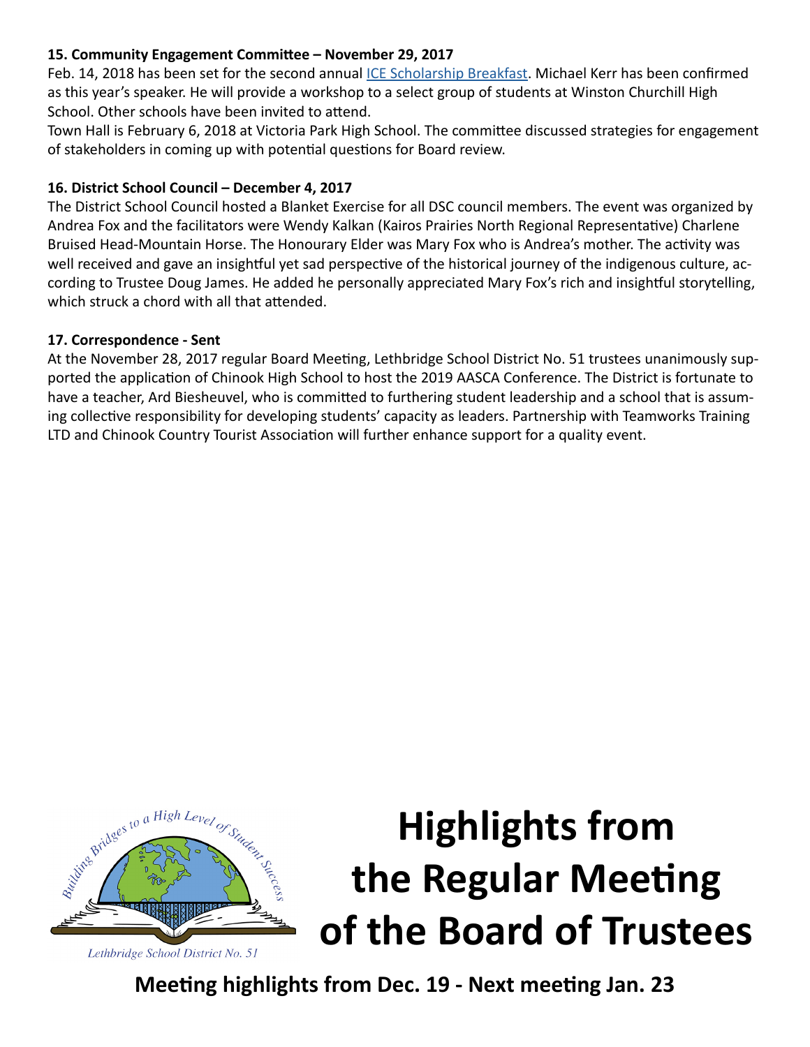### 15. Community Engagement Committee – November 29, 2017

Feb. 14, 2018 has been set for the second annual ICE Scholarship Breakfast. Michael Kerr has been confirmed as this year's speaker. He will provide a workshop to a select group of students at Winston Churchill High School. Other schools have been invited to attend.

Town Hall is February 6, 2018 at Victoria Park High School. The committee discussed strategies for engagement of stakeholders in coming up with potential questions for Board review.

### 16. District School Council – December 4, 2017

The District School Council hosted a Blanket Exercise for all DSC council members. The event was organized by Andrea Fox and the facilitators were Wendy Kalkan (Kairos Prairies North Regional Representative) Charlene Bruised Head-Mountain Horse. The Honourary Elder was Mary Fox who is Andrea's mother. The activity was well received and gave an insightful yet sad perspective of the historical journey of the indigenous culture, according to Trustee Doug James. He added he personally appreciated Mary Fox's rich and insightful storytelling, which struck a chord with all that attended.

### 17. Correspondence - Sent

At the November 28, 2017 regular Board Meeting, Lethbridge School District No. 51 trustees unanimously supported the application of Chinook High School to host the 2019 AASCA Conference. The District is fortunate to have a teacher, Ard Biesheuvel, who is committed to furthering student leadership and a school that is assuming collective responsibility for developing students' capacity as leaders. Partnership with Teamworks Training LTD and Chinook Country Tourist Association will further enhance support for a quality event.

Building Bridges to a High Level of Student Success

Lethbridge School District No. 51

# Highlights from the Regular Meeting of the Board of Trustees

**Meeting highlights from Dec. 19 - Next meeting Jan. 23**